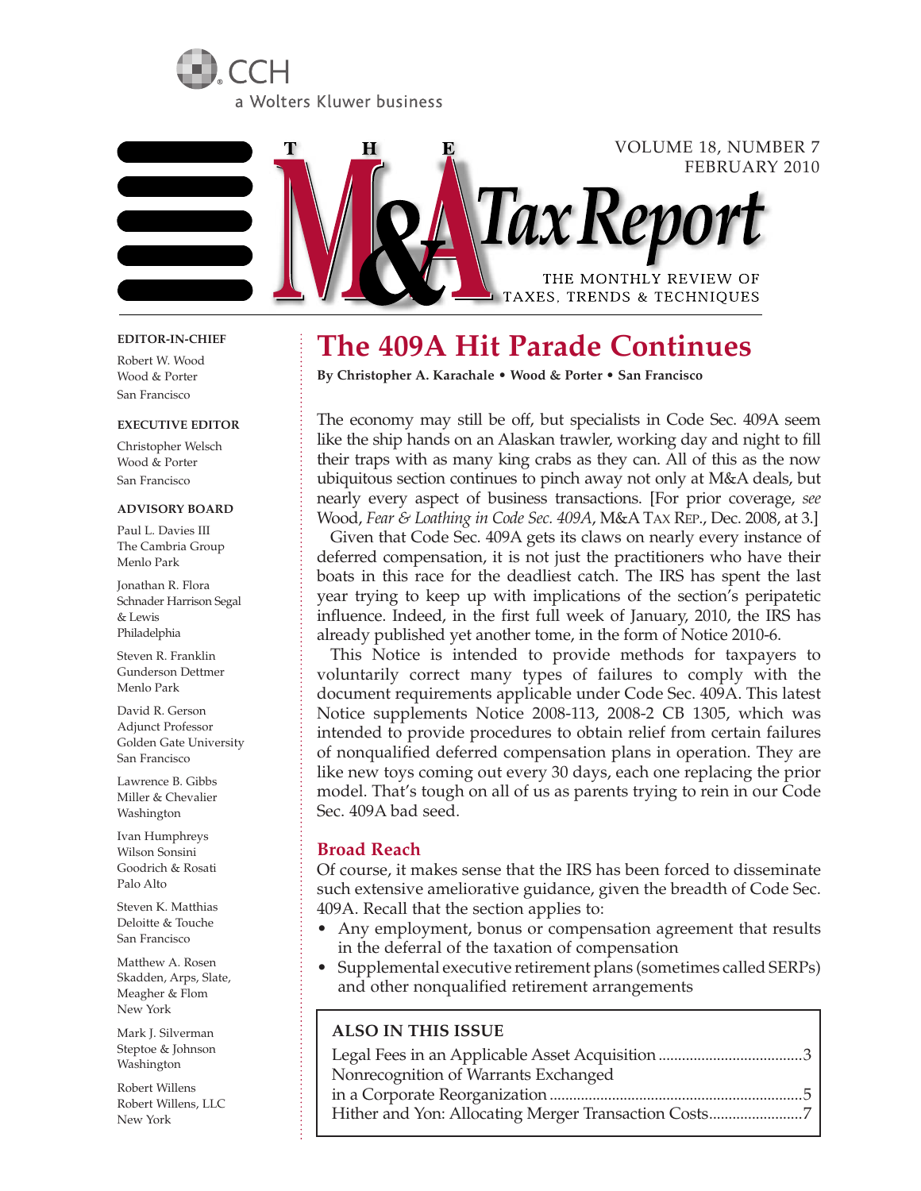CCH

a Wolters Kluwer business

# THE M&A Tax Report

VOLUME 18, NUMBER 7
FEBRUARY 2010

THE MONTHLY REVIEW OF TAXES, TRENDS & TECHNIQUES

**EDITOR-IN-CHIEF**

Robert W. Wood
Wood & Porter
San Francisco

**EXECUTIVE EDITOR**

Christopher Welsch
Wood & Porter
San Francisco

**ADVISORY BOARD**

Paul L. Davies III
The Cambria Group
Menlo Park

Jonathan R. Flora
Schnader Harrison Segal & Lewis
Philadelphia

Steven R. Franklin
Gunderson Dettmer
Menlo Park

David R. Gerson
Adjunct Professor
Golden Gate University
San Francisco

Lawrence B. Gibbs
Miller & Chevalier
Washington

Ivan Humphreys
Wilson Sonsini Goodrich & Rosati
Palo Alto

Steven K. Matthias
Deloitte & Touche
San Francisco

Matthew A. Rosen
Skadden, Arps, Slate, Meagher & Flom
New York

Mark J. Silverman
Steptoe & Johnson
Washington

Robert Willens
Robert Willens, LLC
New York

## The 409A Hit Parade Continues

**By Christopher A. Karachale • Wood & Porter • San Francisco**

The economy may still be off, but specialists in Code Sec. 409A seem like the ship hands on an Alaskan trawler, working day and night to fill their traps with as many king crabs as they can. All of this as the now ubiquitous section continues to pinch away not only at M&A deals, but nearly every aspect of business transactions. [For prior coverage, *see* Wood, *Fear & Loathing in Code Sec. 409A*, M&A TAX REP., Dec. 2008, at 3.]

Given that Code Sec. 409A gets its claws on nearly every instance of deferred compensation, it is not just the practitioners who have their boats in this race for the deadliest catch. The IRS has spent the last year trying to keep up with implications of the section's peripatetic influence. Indeed, in the first full week of January, 2010, the IRS has already published yet another tome, in the form of Notice 2010-6.

This Notice is intended to provide methods for taxpayers to voluntarily correct many types of failures to comply with the document requirements applicable under Code Sec. 409A. This latest Notice supplements Notice 2008-113, 2008-2 CB 1305, which was intended to provide procedures to obtain relief from certain failures of nonqualified deferred compensation plans in operation. They are like new toys coming out every 30 days, each one replacing the prior model. That's tough on all of us as parents trying to rein in our Code Sec. 409A bad seed.

### Broad Reach

Of course, it makes sense that the IRS has been forced to disseminate such extensive ameliorative guidance, given the breadth of Code Sec. 409A. Recall that the section applies to:

- Any employment, bonus or compensation agreement that results in the deferral of the taxation of compensation
- Supplemental executive retirement plans (sometimes called SERPs) and other nonqualified retirement arrangements

**ALSO IN THIS ISSUE**

- Legal Fees in an Applicable Asset Acquisition ....................................3
- Nonrecognition of Warrants Exchanged in a Corporate Reorganization ....................................5
- Hither and Yon: Allocating Merger Transaction Costs ....................................7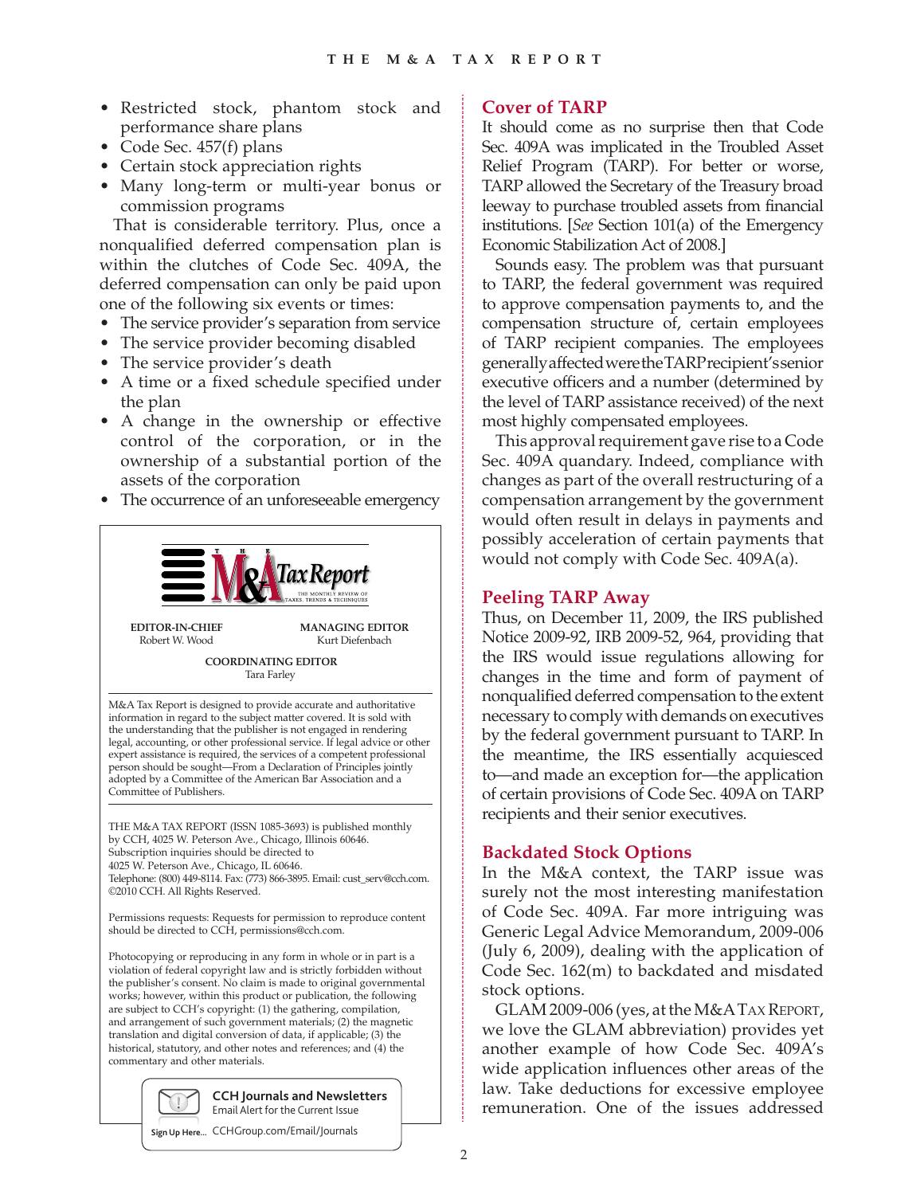- Restricted stock, phantom stock and performance share plans
- Code Sec. 457(f) plans
- Certain stock appreciation rights
- Many long-term or multi-year bonus or commission programs

That is considerable territory. Plus, once a nonqualified deferred compensation plan is within the clutches of Code Sec. 409A, the deferred compensation can only be paid upon one of the following six events or times:

- The service provider's separation from service
- The service provider becoming disabled
- The service provider's death
- A time or a fixed schedule specified under the plan
- A change in the ownership or effective control of the corporation, or in the ownership of a substantial portion of the assets of the corporation
- The occurrence of an unforeseeable emergency

**THE M&A Tax Report**
THE MONTHLY REVIEW OF TAXES, TRENDS & TECHNIQUES

**EDITOR-IN-CHIEF**
Robert W. Wood

**MANAGING EDITOR**
Kurt Diefenbach

**COORDINATING EDITOR**
Tara Farley

M&A Tax Report is designed to provide accurate and authoritative information in regard to the subject matter covered. It is sold with the understanding that the publisher is not engaged in rendering legal, accounting, or other professional service. If legal advice or other expert assistance is required, the services of a competent professional person should be sought—From a Declaration of Principles jointly adopted by a Committee of the American Bar Association and a Committee of Publishers.

THE M&A TAX REPORT (ISSN 1085-3693) is published monthly by CCH, 4025 W. Peterson Ave., Chicago, Illinois 60646. Subscription inquiries should be directed to 4025 W. Peterson Ave., Chicago, IL 60646. Telephone: (800) 449-8114. Fax: (773) 866-3895. Email: cust_serv@cch.com. ©2010 CCH. All Rights Reserved.

Permissions requests: Requests for permission to reproduce content should be directed to CCH, permissions@cch.com.

Photocopying or reproducing in any form in whole or in part is a violation of federal copyright law and is strictly forbidden without the publisher's consent. No claim is made to original governmental works; however, within this product or publication, the following are subject to CCH's copyright: (1) the gathering, compilation, and arrangement of such government materials; (2) the magnetic translation and digital conversion of data, if applicable; (3) the historical, statutory, and other notes and references; and (4) the commentary and other materials.

**CCH Journals and Newsletters**
Email Alert for the Current Issue
Sign Up Here... CCHGroup.com/Email/Journals

## Cover of TARP

It should come as no surprise then that Code Sec. 409A was implicated in the Troubled Asset Relief Program (TARP). For better or worse, TARP allowed the Secretary of the Treasury broad leeway to purchase troubled assets from financial institutions. [*See* Section 101(a) of the Emergency Economic Stabilization Act of 2008.]

Sounds easy. The problem was that pursuant to TARP, the federal government was required to approve compensation payments to, and the compensation structure of, certain employees of TARP recipient companies. The employees generally affected were the TARP recipient's senior executive officers and a number (determined by the level of TARP assistance received) of the next most highly compensated employees.

This approval requirement gave rise to a Code Sec. 409A quandary. Indeed, compliance with changes as part of the overall restructuring of a compensation arrangement by the government would often result in delays in payments and possibly acceleration of certain payments that would not comply with Code Sec. 409A(a).

## Peeling TARP Away

Thus, on December 11, 2009, the IRS published Notice 2009-92, IRB 2009-52, 964, providing that the IRS would issue regulations allowing for changes in the time and form of payment of nonqualified deferred compensation to the extent necessary to comply with demands on executives by the federal government pursuant to TARP. In the meantime, the IRS essentially acquiesced to—and made an exception for—the application of certain provisions of Code Sec. 409A on TARP recipients and their senior executives.

## Backdated Stock Options

In the M&A context, the TARP issue was surely not the most interesting manifestation of Code Sec. 409A. Far more intriguing was Generic Legal Advice Memorandum, 2009-006 (July 6, 2009), dealing with the application of Code Sec. 162(m) to backdated and misdated stock options.

GLAM 2009-006 (yes, at the M&A TAX REPORT, we love the GLAM abbreviation) provides yet another example of how Code Sec. 409A's wide application influences other areas of the law. Take deductions for excessive employee remuneration. One of the issues addressed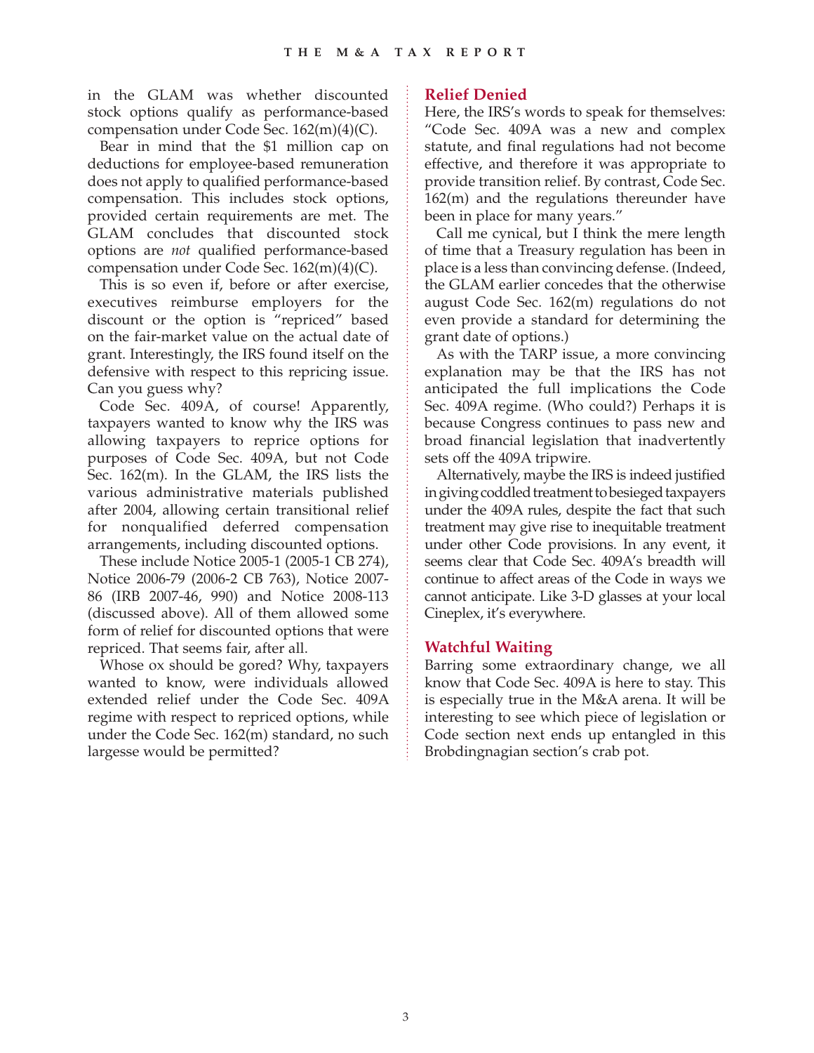in the GLAM was whether discounted stock options qualify as performance-based compensation under Code Sec. 162(m)(4)(C).

Bear in mind that the $1 million cap on deductions for employee-based remuneration does not apply to qualified performance-based compensation. This includes stock options, provided certain requirements are met. The GLAM concludes that discounted stock options are *not* qualified performance-based compensation under Code Sec. 162(m)(4)(C).

This is so even if, before or after exercise, executives reimburse employers for the discount or the option is "repriced" based on the fair-market value on the actual date of grant. Interestingly, the IRS found itself on the defensive with respect to this repricing issue. Can you guess why?

Code Sec. 409A, of course! Apparently, taxpayers wanted to know why the IRS was allowing taxpayers to reprice options for purposes of Code Sec. 409A, but not Code Sec. 162(m). In the GLAM, the IRS lists the various administrative materials published after 2004, allowing certain transitional relief for nonqualified deferred compensation arrangements, including discounted options.

These include Notice 2005-1 (2005-1 CB 274), Notice 2006-79 (2006-2 CB 763), Notice 2007-86 (IRB 2007-46, 990) and Notice 2008-113 (discussed above). All of them allowed some form of relief for discounted options that were repriced. That seems fair, after all.

Whose ox should be gored? Why, taxpayers wanted to know, were individuals allowed extended relief under the Code Sec. 409A regime with respect to repriced options, while under the Code Sec. 162(m) standard, no such largesse would be permitted?

## Relief Denied

Here, the IRS's words to speak for themselves: "Code Sec. 409A was a new and complex statute, and final regulations had not become effective, and therefore it was appropriate to provide transition relief. By contrast, Code Sec. 162(m) and the regulations thereunder have been in place for many years."

Call me cynical, but I think the mere length of time that a Treasury regulation has been in place is a less than convincing defense. (Indeed, the GLAM earlier concedes that the otherwise august Code Sec. 162(m) regulations do not even provide a standard for determining the grant date of options.)

As with the TARP issue, a more convincing explanation may be that the IRS has not anticipated the full implications the Code Sec. 409A regime. (Who could?) Perhaps it is because Congress continues to pass new and broad financial legislation that inadvertently sets off the 409A tripwire.

Alternatively, maybe the IRS is indeed justified in giving coddled treatment to besieged taxpayers under the 409A rules, despite the fact that such treatment may give rise to inequitable treatment under other Code provisions. In any event, it seems clear that Code Sec. 409A's breadth will continue to affect areas of the Code in ways we cannot anticipate. Like 3-D glasses at your local Cineplex, it's everywhere.

## Watchful Waiting

Barring some extraordinary change, we all know that Code Sec. 409A is here to stay. This is especially true in the M&A arena. It will be interesting to see which piece of legislation or Code section next ends up entangled in this Brobdingnagian section's crab pot.